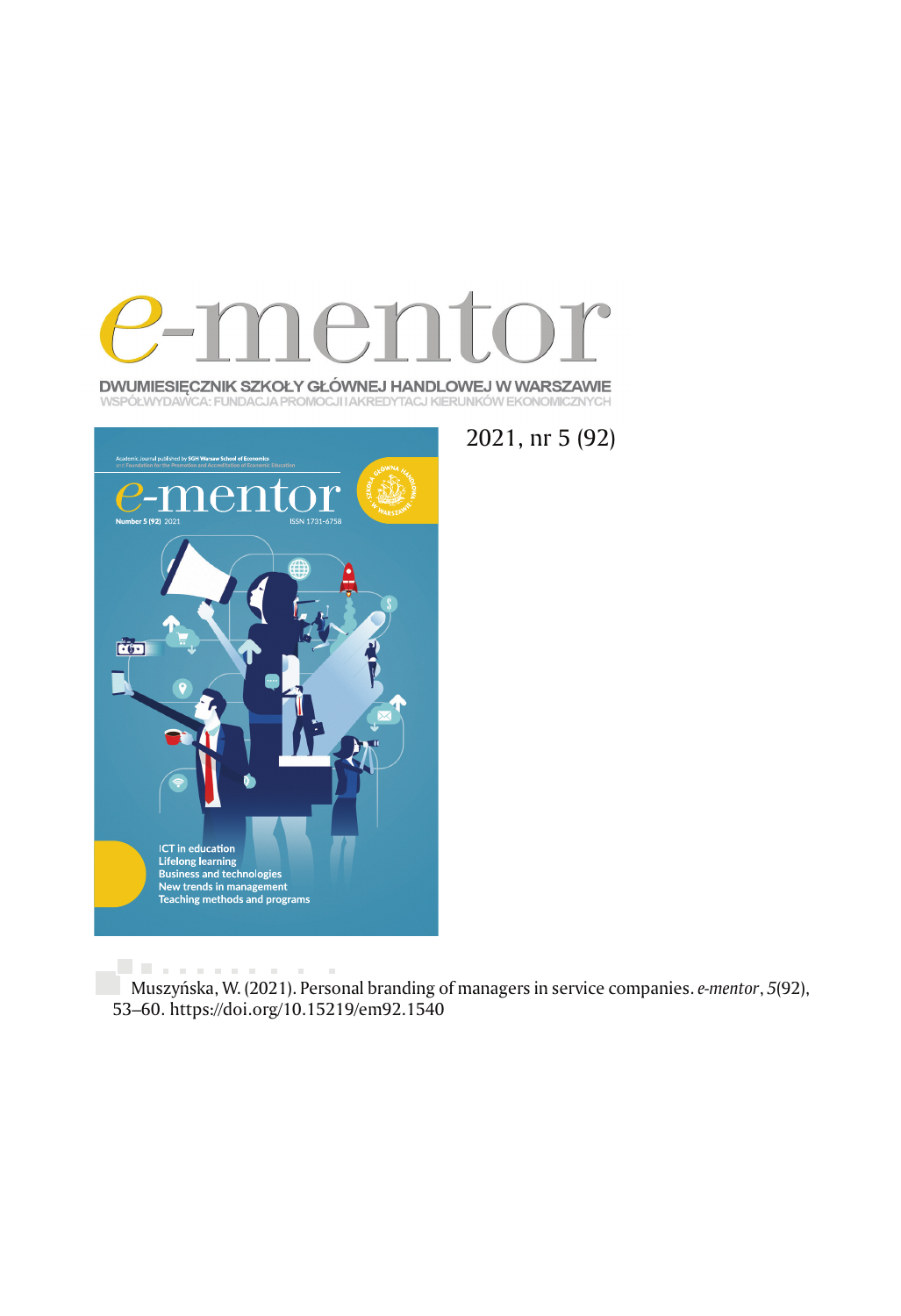# e-mentor

DWUMIESIĘCZNIK SZKOŁY GŁÓWNEJ HANDLOWEJ W WARSZAWIE
WSPÓŁWYDAWCA: FUNDACJA PROMOCJI I AKREDYTACJ KIERUNKÓW EKONOMICZNYCH

2021, nr 5 (92)

Muszyńska, W. (2021). Personal branding of managers in service companies. *e-mentor*, *5*(92), 53–60. https://doi.org/10.15219/em92.1540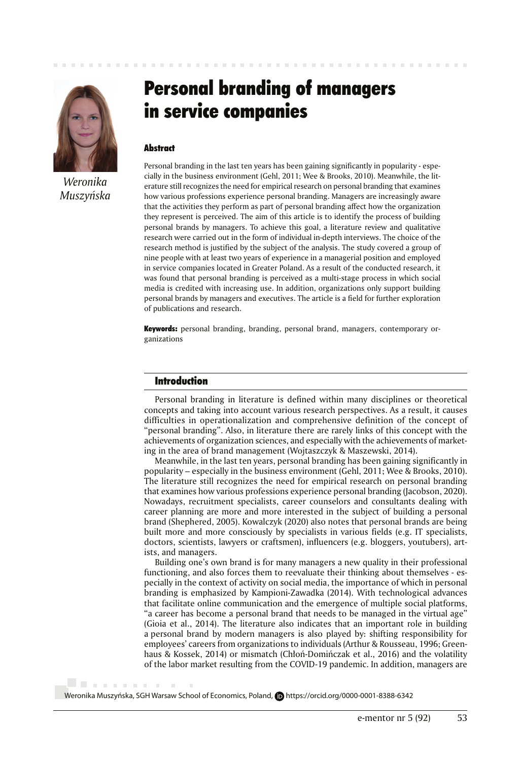Weronika Muszyńska

# Personal branding of managers in service companies

#### Abstract

Personal branding in the last ten years has been gaining significantly in popularity - especially in the business environment (Gehl, 2011; Wee & Brooks, 2010). Meanwhile, the literature still recognizes the need for empirical research on personal branding that examines how various professions experience personal branding. Managers are increasingly aware that the activities they perform as part of personal branding affect how the organization they represent is perceived. The aim of this article is to identify the process of building personal brands by managers. To achieve this goal, a literature review and qualitative research were carried out in the form of individual in-depth interviews. The choice of the research method is justified by the subject of the analysis. The study covered a group of nine people with at least two years of experience in a managerial position and employed in service companies located in Greater Poland. As a result of the conducted research, it was found that personal branding is perceived as a multi-stage process in which social media is credited with increasing use. In addition, organizations only support building personal brands by managers and executives. The article is a field for further exploration of publications and research.

**Keywords:** personal branding, branding, personal brand, managers, contemporary organizations

## Introduction

Personal branding in literature is defined within many disciplines or theoretical concepts and taking into account various research perspectives. As a result, it causes difficulties in operationalization and comprehensive definition of the concept of "personal branding". Also, in literature there are rarely links of this concept with the achievements of organization sciences, and especially with the achievements of marketing in the area of brand management (Wojtaszczyk & Maszewski, 2014).

Meanwhile, in the last ten years, personal branding has been gaining significantly in popularity – especially in the business environment (Gehl, 2011; Wee & Brooks, 2010). The literature still recognizes the need for empirical research on personal branding that examines how various professions experience personal branding (Jacobson, 2020). Nowadays, recruitment specialists, career counselors and consultants dealing with career planning are more and more interested in the subject of building a personal brand (Shephered, 2005). Kowalczyk (2020) also notes that personal brands are being built more and more consciously by specialists in various fields (e.g. IT specialists, doctors, scientists, lawyers or craftsmen), influencers (e.g. bloggers, youtubers), artists, and managers.

Building one's own brand is for many managers a new quality in their professional functioning, and also forces them to reevaluate their thinking about themselves - especially in the context of activity on social media, the importance of which in personal branding is emphasized by Kampioni-Zawadka (2014). With technological advances that facilitate online communication and the emergence of multiple social platforms, "a career has become a personal brand that needs to be managed in the virtual age" (Gioia et al., 2014). The literature also indicates that an important role in building a personal brand by modern managers is also played by: shifting responsibility for employees' careers from organizations to individuals (Arthur & Rousseau, 1996; Greenhaus & Kossek, 2014) or mismatch (Chłoń-Domińczak et al., 2016) and the volatility of the labor market resulting from the COVID-19 pandemic. In addition, managers are

Weronika Muszyńska, SGH Warsaw School of Economics, Poland, https://orcid.org/0000-0001-8388-6342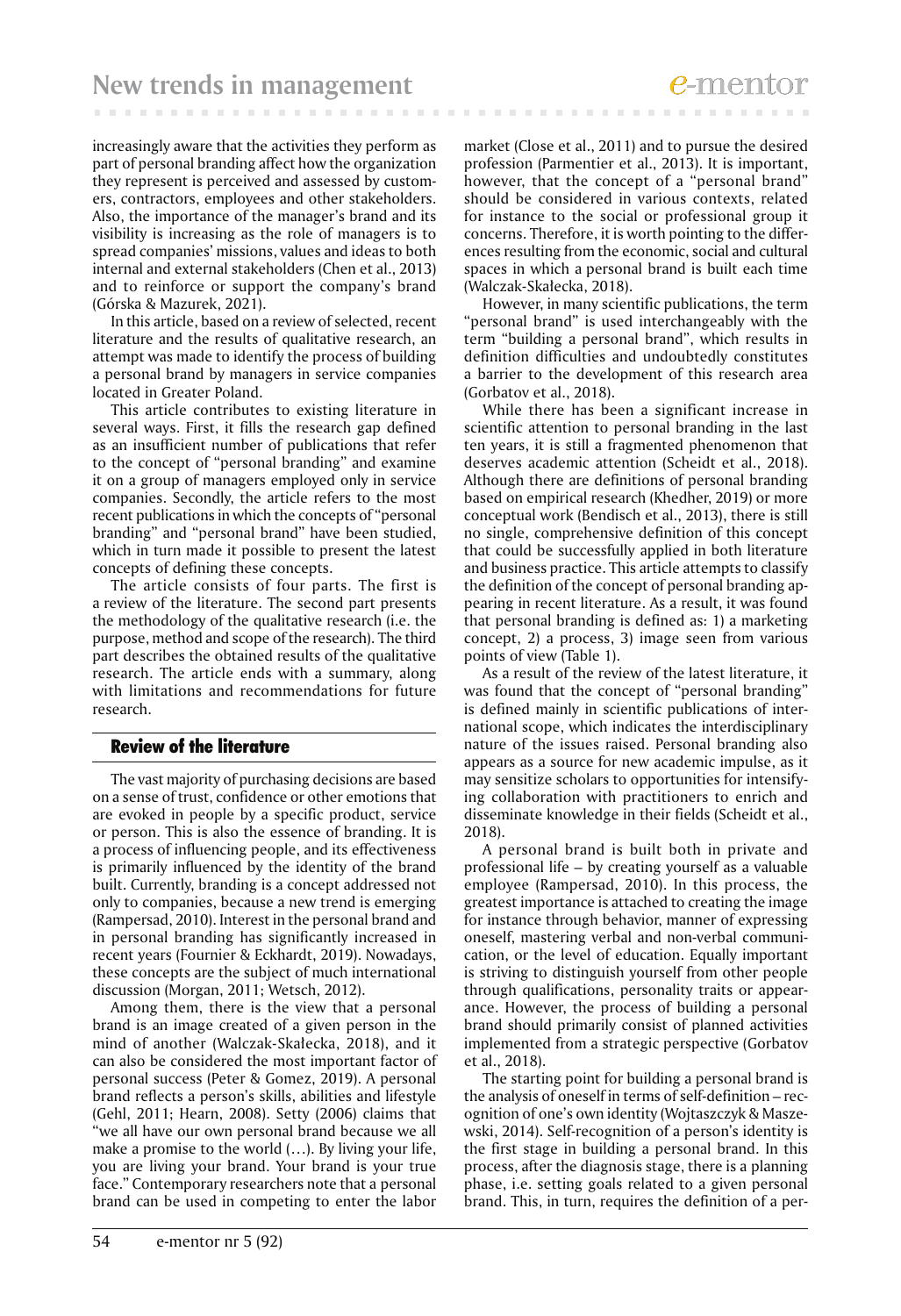increasingly aware that the activities they perform as part of personal branding affect how the organization they represent is perceived and assessed by customers, contractors, employees and other stakeholders. Also, the importance of the manager's brand and its visibility is increasing as the role of managers is to spread companies' missions, values and ideas to both internal and external stakeholders (Chen et al., 2013) and to reinforce or support the company's brand (Górska & Mazurek, 2021).

In this article, based on a review of selected, recent literature and the results of qualitative research, an attempt was made to identify the process of building a personal brand by managers in service companies located in Greater Poland.

This article contributes to existing literature in several ways. First, it fills the research gap defined as an insufficient number of publications that refer to the concept of "personal branding" and examine it on a group of managers employed only in service companies. Secondly, the article refers to the most recent publications in which the concepts of "personal branding" and "personal brand" have been studied, which in turn made it possible to present the latest concepts of defining these concepts.

The article consists of four parts. The first is a review of the literature. The second part presents the methodology of the qualitative research (i.e. the purpose, method and scope of the research). The third part describes the obtained results of the qualitative research. The article ends with a summary, along with limitations and recommendations for future research.

## Review of the literature

The vast majority of purchasing decisions are based on a sense of trust, confidence or other emotions that are evoked in people by a specific product, service or person. This is also the essence of branding. It is a process of influencing people, and its effectiveness is primarily influenced by the identity of the brand built. Currently, branding is a concept addressed not only to companies, because a new trend is emerging (Rampersad, 2010). Interest in the personal brand and in personal branding has significantly increased in recent years (Fournier & Eckhardt, 2019). Nowadays, these concepts are the subject of much international discussion (Morgan, 2011; Wetsch, 2012).

Among them, there is the view that a personal brand is an image created of a given person in the mind of another (Walczak-Skałecka, 2018), and it can also be considered the most important factor of personal success (Peter & Gomez, 2019). A personal brand reflects a person's skills, abilities and lifestyle (Gehl, 2011; Hearn, 2008). Setty (2006) claims that "we all have our own personal brand because we all make a promise to the world (…). By living your life, you are living your brand. Your brand is your true face." Contemporary researchers note that a personal brand can be used in competing to enter the labor market (Close et al., 2011) and to pursue the desired profession (Parmentier et al., 2013). It is important, however, that the concept of a "personal brand" should be considered in various contexts, related for instance to the social or professional group it concerns. Therefore, it is worth pointing to the differences resulting from the economic, social and cultural spaces in which a personal brand is built each time (Walczak-Skałecka, 2018).

However, in many scientific publications, the term "personal brand" is used interchangeably with the term "building a personal brand", which results in definition difficulties and undoubtedly constitutes a barrier to the development of this research area (Gorbatov et al., 2018).

While there has been a significant increase in scientific attention to personal branding in the last ten years, it is still a fragmented phenomenon that deserves academic attention (Scheidt et al., 2018). Although there are definitions of personal branding based on empirical research (Khedher, 2019) or more conceptual work (Bendisch et al., 2013), there is still no single, comprehensive definition of this concept that could be successfully applied in both literature and business practice. This article attempts to classify the definition of the concept of personal branding appearing in recent literature. As a result, it was found that personal branding is defined as: 1) a marketing concept, 2) a process, 3) image seen from various points of view (Table 1).

As a result of the review of the latest literature, it was found that the concept of "personal branding" is defined mainly in scientific publications of international scope, which indicates the interdisciplinary nature of the issues raised. Personal branding also appears as a source for new academic impulse, as it may sensitize scholars to opportunities for intensifying collaboration with practitioners to enrich and disseminate knowledge in their fields (Scheidt et al., 2018).

A personal brand is built both in private and professional life – by creating yourself as a valuable employee (Rampersad, 2010). In this process, the greatest importance is attached to creating the image for instance through behavior, manner of expressing oneself, mastering verbal and non-verbal communication, or the level of education. Equally important is striving to distinguish yourself from other people through qualifications, personality traits or appearance. However, the process of building a personal brand should primarily consist of planned activities implemented from a strategic perspective (Gorbatov et al., 2018).

The starting point for building a personal brand is the analysis of oneself in terms of self-definition – recognition of one's own identity (Wojtaszczyk & Maszewski, 2014). Self-recognition of a person's identity is the first stage in building a personal brand. In this process, after the diagnosis stage, there is a planning phase, i.e. setting goals related to a given personal brand. This, in turn, requires the definition of a per-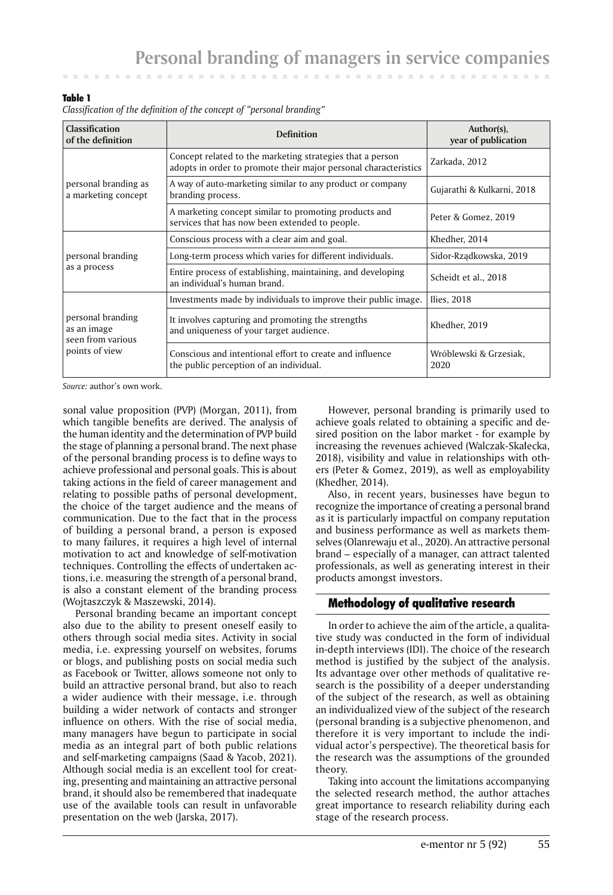**Table 1**

*Classification of the definition of the concept of "personal branding"*

| Classification of the definition | Definition | Author(s), year of publication |
|---|---|---|
| personal branding as a marketing concept | Concept related to the marketing strategies that a person adopts in order to promote their major personal characteristics | Zarkada, 2012 |
| | A way of auto-marketing similar to any product or company branding process. | Gujarathi & Kulkarni, 2018 |
| | A marketing concept similar to promoting products and services that has now been extended to people. | Peter & Gomez, 2019 |
| personal branding as a process | Conscious process with a clear aim and goal. | Khedher, 2014 |
| | Long-term process which varies for different individuals. | Sidor-Rządkowska, 2019 |
| | Entire process of establishing, maintaining, and developing an individual's human brand. | Scheidt et al., 2018 |
| personal branding as an image seen from various points of view | Investments made by individuals to improve their public image. | Ilies, 2018 |
| | It involves capturing and promoting the strengths and uniqueness of your target audience. | Khedher, 2019 |
| | Conscious and intentional effort to create and influence the public perception of an individual. | Wróblewski & Grzesiak, 2020 |

*Source:* author's own work.

sonal value proposition (PVP) (Morgan, 2011), from which tangible benefits are derived. The analysis of the human identity and the determination of PVP build the stage of planning a personal brand. The next phase of the personal branding process is to define ways to achieve professional and personal goals. This is about taking actions in the field of career management and relating to possible paths of personal development, the choice of the target audience and the means of communication. Due to the fact that in the process of building a personal brand, a person is exposed to many failures, it requires a high level of internal motivation to act and knowledge of self-motivation techniques. Controlling the effects of undertaken actions, i.e. measuring the strength of a personal brand, is also a constant element of the branding process (Wojtaszczyk & Maszewski, 2014).

Personal branding became an important concept also due to the ability to present oneself easily to others through social media sites. Activity in social media, i.e. expressing yourself on websites, forums or blogs, and publishing posts on social media such as Facebook or Twitter, allows someone not only to build an attractive personal brand, but also to reach a wider audience with their message, i.e. through building a wider network of contacts and stronger influence on others. With the rise of social media, many managers have begun to participate in social media as an integral part of both public relations and self-marketing campaigns (Saad & Yacob, 2021). Although social media is an excellent tool for creating, presenting and maintaining an attractive personal brand, it should also be remembered that inadequate use of the available tools can result in unfavorable presentation on the web (Jarska, 2017).

However, personal branding is primarily used to achieve goals related to obtaining a specific and desired position on the labor market - for example by increasing the revenues achieved (Walczak-Skałecka, 2018), visibility and value in relationships with others (Peter & Gomez, 2019), as well as employability (Khedher, 2014).

Also, in recent years, businesses have begun to recognize the importance of creating a personal brand as it is particularly impactful on company reputation and business performance as well as markets themselves (Olanrewaju et al., 2020). An attractive personal brand – especially of a manager, can attract talented professionals, as well as generating interest in their products amongst investors.

## Methodology of qualitative research

In order to achieve the aim of the article, a qualitative study was conducted in the form of individual in-depth interviews (IDI). The choice of the research method is justified by the subject of the analysis. Its advantage over other methods of qualitative research is the possibility of a deeper understanding of the subject of the research, as well as obtaining an individualized view of the subject of the research (personal branding is a subjective phenomenon, and therefore it is very important to include the individual actor's perspective). The theoretical basis for the research was the assumptions of the grounded theory.

Taking into account the limitations accompanying the selected research method, the author attaches great importance to research reliability during each stage of the research process.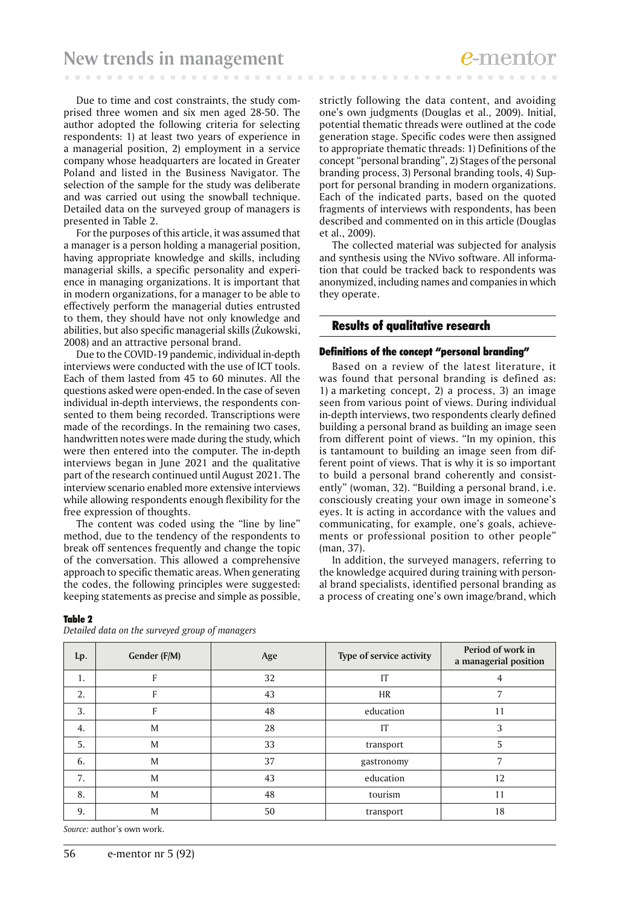Due to time and cost constraints, the study comprised three women and six men aged 28-50. The author adopted the following criteria for selecting respondents: 1) at least two years of experience in a managerial position, 2) employment in a service company whose headquarters are located in Greater Poland and listed in the Business Navigator. The selection of the sample for the study was deliberate and was carried out using the snowball technique. Detailed data on the surveyed group of managers is presented in Table 2.

For the purposes of this article, it was assumed that a manager is a person holding a managerial position, having appropriate knowledge and skills, including managerial skills, a specific personality and experience in managing organizations. It is important that in modern organizations, for a manager to be able to effectively perform the managerial duties entrusted to them, they should have not only knowledge and abilities, but also specific managerial skills (Żukowski, 2008) and an attractive personal brand.

Due to the COVID-19 pandemic, individual in-depth interviews were conducted with the use of ICT tools. Each of them lasted from 45 to 60 minutes. All the questions asked were open-ended. In the case of seven individual in-depth interviews, the respondents consented to them being recorded. Transcriptions were made of the recordings. In the remaining two cases, handwritten notes were made during the study, which were then entered into the computer. The in-depth interviews began in June 2021 and the qualitative part of the research continued until August 2021. The interview scenario enabled more extensive interviews while allowing respondents enough flexibility for the free expression of thoughts.

The content was coded using the "line by line" method, due to the tendency of the respondents to break off sentences frequently and change the topic of the conversation. This allowed a comprehensive approach to specific thematic areas. When generating the codes, the following principles were suggested: keeping statements as precise and simple as possible, strictly following the data content, and avoiding one's own judgments (Douglas et al., 2009). Initial, potential thematic threads were outlined at the code generation stage. Specific codes were then assigned to appropriate thematic threads: 1) Definitions of the concept "personal branding", 2) Stages of the personal branding process, 3) Personal branding tools, 4) Support for personal branding in modern organizations. Each of the indicated parts, based on the quoted fragments of interviews with respondents, has been described and commented on in this article (Douglas et al., 2009).

The collected material was subjected for analysis and synthesis using the NVivo software. All information that could be tracked back to respondents was anonymized, including names and companies in which they operate.

## Results of qualitative research

### Definitions of the concept "personal branding"

Based on a review of the latest literature, it was found that personal branding is defined as: 1) a marketing concept, 2) a process, 3) an image seen from various point of views. During individual in-depth interviews, two respondents clearly defined building a personal brand as building an image seen from different point of views. "In my opinion, this is tantamount to building an image seen from different point of views. That is why it is so important to build a personal brand coherently and consistently" (woman, 32). "Building a personal brand, i.e. consciously creating your own image in someone's eyes. It is acting in accordance with the values and communicating, for example, one's goals, achievements or professional position to other people" (man, 37).

In addition, the surveyed managers, referring to the knowledge acquired during training with personal brand specialists, identified personal branding as a process of creating one's own image/brand, which

**Table 2**

*Detailed data on the surveyed group of managers*

| Lp. | Gender (F/M) | Age | Type of service activity | Period of work in a managerial position |
|---|---|---|---|---|
| 1. | F | 32 | IT | 4 |
| 2. | F | 43 | HR | 7 |
| 3. | F | 48 | education | 11 |
| 4. | M | 28 | IT | 3 |
| 5. | M | 33 | transport | 5 |
| 6. | M | 37 | gastronomy | 7 |
| 7. | M | 43 | education | 12 |
| 8. | M | 48 | tourism | 11 |
| 9. | M | 50 | transport | 18 |

*Source:* author's own work.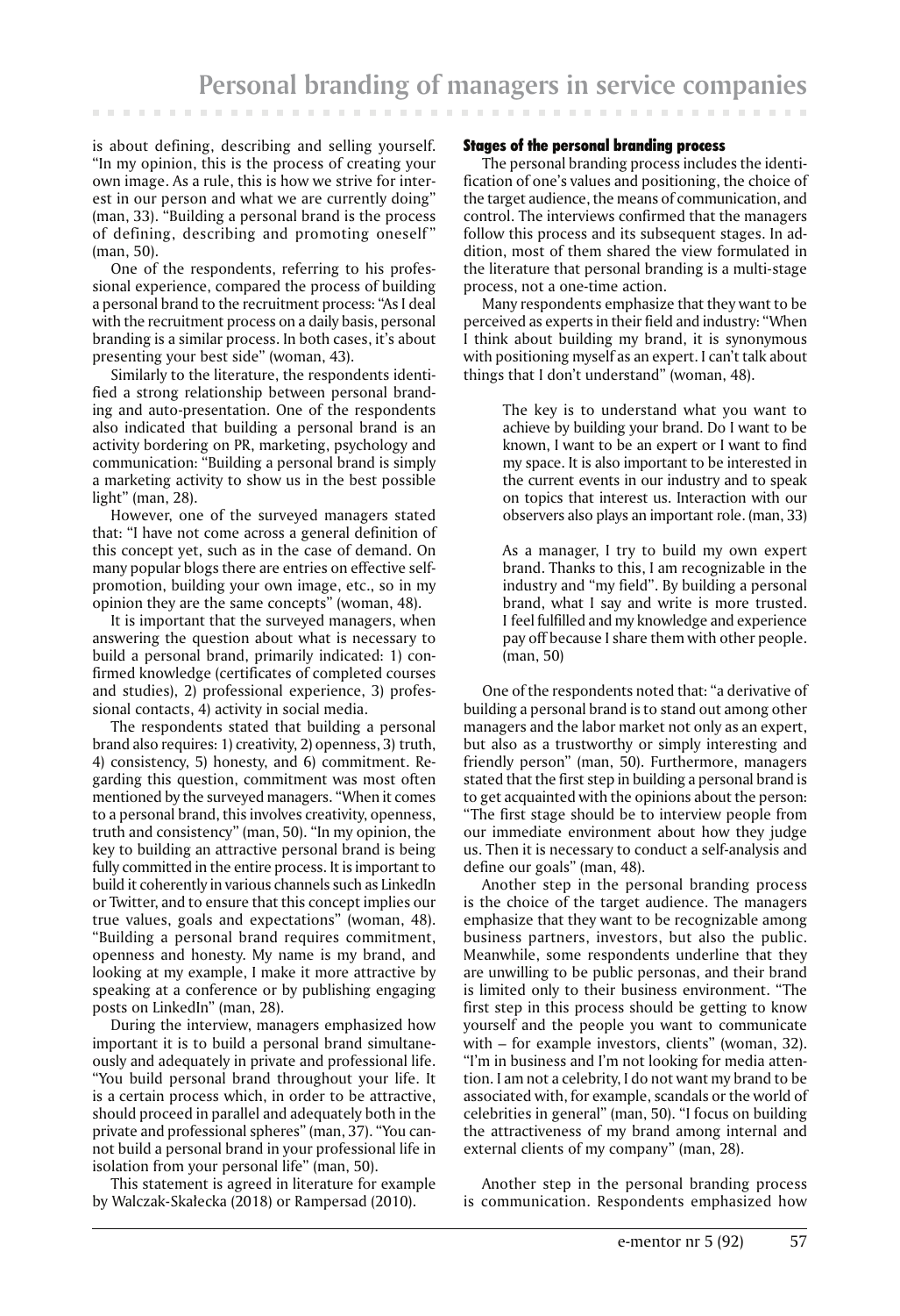is about defining, describing and selling yourself. "In my opinion, this is the process of creating your own image. As a rule, this is how we strive for interest in our person and what we are currently doing" (man, 33). "Building a personal brand is the process of defining, describing and promoting oneself" (man, 50).

One of the respondents, referring to his professional experience, compared the process of building a personal brand to the recruitment process: "As I deal with the recruitment process on a daily basis, personal branding is a similar process. In both cases, it's about presenting your best side" (woman, 43).

Similarly to the literature, the respondents identified a strong relationship between personal branding and auto-presentation. One of the respondents also indicated that building a personal brand is an activity bordering on PR, marketing, psychology and communication: "Building a personal brand is simply a marketing activity to show us in the best possible light" (man, 28).

However, one of the surveyed managers stated that: "I have not come across a general definition of this concept yet, such as in the case of demand. On many popular blogs there are entries on effective self-promotion, building your own image, etc., so in my opinion they are the same concepts" (woman, 48).

It is important that the surveyed managers, when answering the question about what is necessary to build a personal brand, primarily indicated: 1) confirmed knowledge (certificates of completed courses and studies), 2) professional experience, 3) professional contacts, 4) activity in social media.

The respondents stated that building a personal brand also requires: 1) creativity, 2) openness, 3) truth, 4) consistency, 5) honesty, and 6) commitment. Regarding this question, commitment was most often mentioned by the surveyed managers. "When it comes to a personal brand, this involves creativity, openness, truth and consistency" (man, 50). "In my opinion, the key to building an attractive personal brand is being fully committed in the entire process. It is important to build it coherently in various channels such as LinkedIn or Twitter, and to ensure that this concept implies our true values, goals and expectations" (woman, 48). "Building a personal brand requires commitment, openness and honesty. My name is my brand, and looking at my example, I make it more attractive by speaking at a conference or by publishing engaging posts on LinkedIn" (man, 28).

During the interview, managers emphasized how important it is to build a personal brand simultaneously and adequately in private and professional life. "You build personal brand throughout your life. It is a certain process which, in order to be attractive, should proceed in parallel and adequately both in the private and professional spheres" (man, 37). "You cannot build a personal brand in your professional life in isolation from your personal life" (man, 50).

This statement is agreed in literature for example by Walczak-Skałecka (2018) or Rampersad (2010).

#### Stages of the personal branding process

The personal branding process includes the identification of one's values and positioning, the choice of the target audience, the means of communication, and control. The interviews confirmed that the managers follow this process and its subsequent stages. In addition, most of them shared the view formulated in the literature that personal branding is a multi-stage process, not a one-time action.

Many respondents emphasize that they want to be perceived as experts in their field and industry: "When I think about building my brand, it is synonymous with positioning myself as an expert. I can't talk about things that I don't understand" (woman, 48).

> The key is to understand what you want to achieve by building your brand. Do I want to be known, I want to be an expert or I want to find my space. It is also important to be interested in the current events in our industry and to speak on topics that interest us. Interaction with our observers also plays an important role. (man, 33)

> As a manager, I try to build my own expert brand. Thanks to this, I am recognizable in the industry and "my field". By building a personal brand, what I say and write is more trusted. I feel fulfilled and my knowledge and experience pay off because I share them with other people. (man, 50)

One of the respondents noted that: "a derivative of building a personal brand is to stand out among other managers and the labor market not only as an expert, but also as a trustworthy or simply interesting and friendly person" (man, 50). Furthermore, managers stated that the first step in building a personal brand is to get acquainted with the opinions about the person: "The first stage should be to interview people from our immediate environment about how they judge us. Then it is necessary to conduct a self-analysis and define our goals" (man, 48).

Another step in the personal branding process is the choice of the target audience. The managers emphasize that they want to be recognizable among business partners, investors, but also the public. Meanwhile, some respondents underline that they are unwilling to be public personas, and their brand is limited only to their business environment. "The first step in this process should be getting to know yourself and the people you want to communicate with – for example investors, clients" (woman, 32). "I'm in business and I'm not looking for media attention. I am not a celebrity, I do not want my brand to be associated with, for example, scandals or the world of celebrities in general" (man, 50). "I focus on building the attractiveness of my brand among internal and external clients of my company" (man, 28).

Another step in the personal branding process is communication. Respondents emphasized how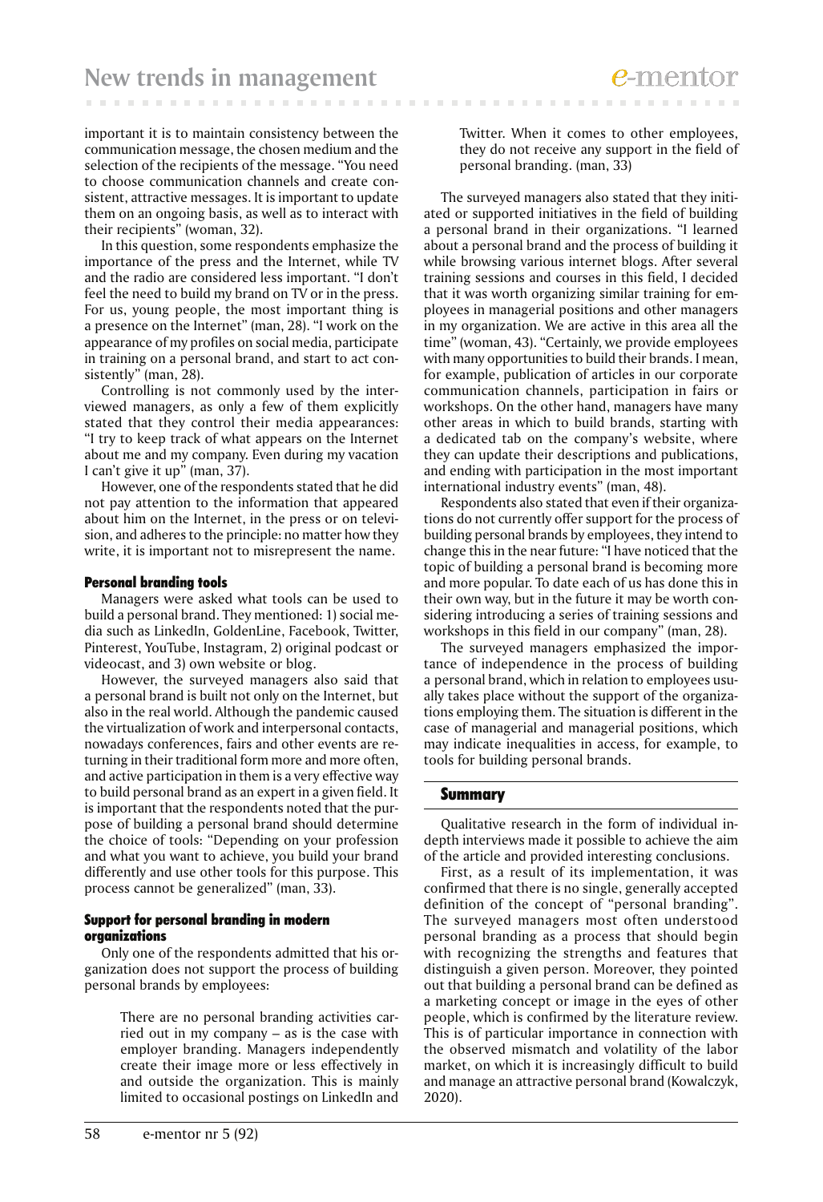important it is to maintain consistency between the communication message, the chosen medium and the selection of the recipients of the message. "You need to choose communication channels and create consistent, attractive messages. It is important to update them on an ongoing basis, as well as to interact with their recipients" (woman, 32).

In this question, some respondents emphasize the importance of the press and the Internet, while TV and the radio are considered less important. "I don't feel the need to build my brand on TV or in the press. For us, young people, the most important thing is a presence on the Internet" (man, 28). "I work on the appearance of my profiles on social media, participate in training on a personal brand, and start to act consistently" (man, 28).

Controlling is not commonly used by the interviewed managers, as only a few of them explicitly stated that they control their media appearances: "I try to keep track of what appears on the Internet about me and my company. Even during my vacation I can't give it up" (man, 37).

However, one of the respondents stated that he did not pay attention to the information that appeared about him on the Internet, in the press or on television, and adheres to the principle: no matter how they write, it is important not to misrepresent the name.

#### Personal branding tools

Managers were asked what tools can be used to build a personal brand. They mentioned: 1) social media such as LinkedIn, GoldenLine, Facebook, Twitter, Pinterest, YouTube, Instagram, 2) original podcast or videocast, and 3) own website or blog.

However, the surveyed managers also said that a personal brand is built not only on the Internet, but also in the real world. Although the pandemic caused the virtualization of work and interpersonal contacts, nowadays conferences, fairs and other events are returning in their traditional form more and more often, and active participation in them is a very effective way to build personal brand as an expert in a given field. It is important that the respondents noted that the purpose of building a personal brand should determine the choice of tools: "Depending on your profession and what you want to achieve, you build your brand differently and use other tools for this purpose. This process cannot be generalized" (man, 33).

#### Support for personal branding in modern organizations

Only one of the respondents admitted that his organization does not support the process of building personal brands by employees:

> There are no personal branding activities carried out in my company – as is the case with employer branding. Managers independently create their image more or less effectively in and outside the organization. This is mainly limited to occasional postings on LinkedIn and Twitter. When it comes to other employees, they do not receive any support in the field of personal branding. (man, 33)

The surveyed managers also stated that they initiated or supported initiatives in the field of building a personal brand in their organizations. "I learned about a personal brand and the process of building it while browsing various internet blogs. After several training sessions and courses in this field, I decided that it was worth organizing similar training for employees in managerial positions and other managers in my organization. We are active in this area all the time" (woman, 43). "Certainly, we provide employees with many opportunities to build their brands. I mean, for example, publication of articles in our corporate communication channels, participation in fairs or workshops. On the other hand, managers have many other areas in which to build brands, starting with a dedicated tab on the company's website, where they can update their descriptions and publications, and ending with participation in the most important international industry events" (man, 48).

Respondents also stated that even if their organizations do not currently offer support for the process of building personal brands by employees, they intend to change this in the near future: "I have noticed that the topic of building a personal brand is becoming more and more popular. To date each of us has done this in their own way, but in the future it may be worth considering introducing a series of training sessions and workshops in this field in our company" (man, 28).

The surveyed managers emphasized the importance of independence in the process of building a personal brand, which in relation to employees usually takes place without the support of the organizations employing them. The situation is different in the case of managerial and managerial positions, which may indicate inequalities in access, for example, to tools for building personal brands.

### Summary

Qualitative research in the form of individual in-depth interviews made it possible to achieve the aim of the article and provided interesting conclusions.

First, as a result of its implementation, it was confirmed that there is no single, generally accepted definition of the concept of "personal branding". The surveyed managers most often understood personal branding as a process that should begin with recognizing the strengths and features that distinguish a given person. Moreover, they pointed out that building a personal brand can be defined as a marketing concept or image in the eyes of other people, which is confirmed by the literature review. This is of particular importance in connection with the observed mismatch and volatility of the labor market, on which it is increasingly difficult to build and manage an attractive personal brand (Kowalczyk, 2020).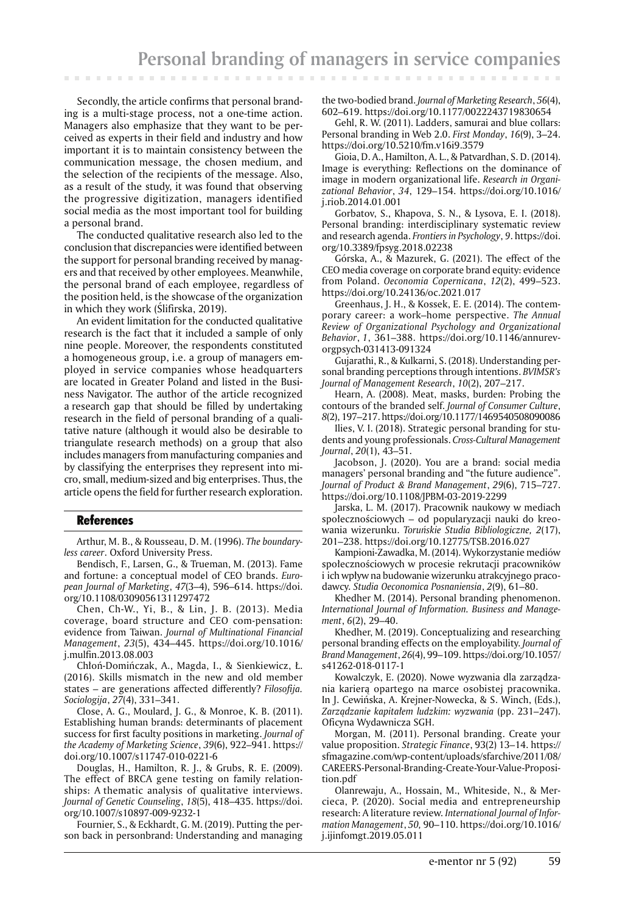Secondly, the article confirms that personal branding is a multi-stage process, not a one-time action. Managers also emphasize that they want to be perceived as experts in their field and industry and how important it is to maintain consistency between the communication message, the chosen medium, and the selection of the recipients of the message. Also, as a result of the study, it was found that observing the progressive digitization, managers identified social media as the most important tool for building a personal brand.

The conducted qualitative research also led to the conclusion that discrepancies were identified between the support for personal branding received by managers and that received by other employees. Meanwhile, the personal brand of each employee, regardless of the position held, is the showcase of the organization in which they work (Ślifirska, 2019).

An evident limitation for the conducted qualitative research is the fact that it included a sample of only nine people. Moreover, the respondents constituted a homogeneous group, i.e. a group of managers employed in service companies whose headquarters are located in Greater Poland and listed in the Business Navigator. The author of the article recognized a research gap that should be filled by undertaking research in the field of personal branding of a qualitative nature (although it would also be desirable to triangulate research methods) on a group that also includes managers from manufacturing companies and by classifying the enterprises they represent into micro, small, medium-sized and big enterprises. Thus, the article opens the field for further research exploration.

## References

Arthur, M. B., & Rousseau, D. M. (1996). *The boundaryless career*. Oxford University Press.

Bendisch, F., Larsen, G., & Trueman, M. (2013). Fame and fortune: a conceptual model of CEO brands. *European Journal of Marketing*, *47*(3–4), 596–614. https://doi.org/10.1108/03090561311297472

Chen, Ch-W., Yi, B., & Lin, J. B. (2013). Media coverage, board structure and CEO com-pensation: evidence from Taiwan. *Journal of Multinational Financial Management*, *23*(5), 434–445. https://doi.org/10.1016/j.mulfin.2013.08.003

Chłoń-Domińczak, A., Magda, I., & Sienkiewicz, Ł. (2016). Skills mismatch in the new and old member states – are generations affected differently? *Filosofija. Sociologija*, *27*(4), 331–341.

Close, A. G., Moulard, J. G., & Monroe, K. B. (2011). Establishing human brands: determinants of placement success for first faculty positions in marketing. *Journal of the Academy of Marketing Science*, *39*(6), 922–941. https://doi.org/10.1007/s11747-010-0221-6

Douglas, H., Hamilton, R. J., & Grubs, R. E. (2009). The effect of BRCA gene testing on family relationships: A thematic analysis of qualitative interviews. *Journal of Genetic Counseling*, *18*(5), 418–435. https://doi.org/10.1007/s10897-009-9232-1

Fournier, S., & Eckhardt, G. M. (2019). Putting the person back in personbrand: Understanding and managing the two-bodied brand. *Journal of Marketing Research*, *56*(4), 602–619. https://doi.org/10.1177/0022243719830654

Gehl, R. W. (2011). Ladders, samurai and blue collars: Personal branding in Web 2.0. *First Monday*, *16*(9), 3–24. https://doi.org/10.5210/fm.v16i9.3579

Gioia, D. A., Hamilton, A. L., & Patvardhan, S. D. (2014). Image is everything: Reflections on the dominance of image in modern organizational life. *Research in Organizational Behavior*, *34*, 129–154. https://doi.org/10.1016/j.riob.2014.01.001

Gorbatov, S., Khapova, S. N., & Lysova, E. I. (2018). Personal branding: interdisciplinary systematic review and research agenda. *Frontiers in Psychology*, *9*. https://doi.org/10.3389/fpsyg.2018.02238

Górska, A., & Mazurek, G. (2021). The effect of the CEO media coverage on corporate brand equity: evidence from Poland. *Oeconomia Copernicana*, *12*(2), 499–523. https://doi.org/10.24136/oc.2021.017

Greenhaus, J. H., & Kossek, E. E. (2014). The contemporary career: a work–home perspective. *The Annual Review of Organizational Psychology and Organizational Behavior*, *1*, 361–388. https://doi.org/10.1146/annurev-orgpsych-031413-091324

Gujarathi, R., & Kulkarni, S. (2018). Understanding personal branding perceptions through intentions. *BVIMSR's Journal of Management Research*, *10*(2), 207–217.

Hearn, A. (2008). Meat, masks, burden: Probing the contours of the branded self. *Journal of Consumer Culture*, *8*(2), 197–217. https://doi.org/10.1177/1469540508090086

Ilies, V. I. (2018). Strategic personal branding for students and young professionals. *Cross-Cultural Management Journal*, *20*(1), 43–51.

Jacobson, J. (2020). You are a brand: social media managers' personal branding and "the future audience". *Journal of Product & Brand Management*, *29*(6), 715–727. https://doi.org/10.1108/JPBM-03-2019-2299

Jarska, L. M. (2017). Pracownik naukowy w mediach społecznościowych – od popularyzacji nauki do kreowania wizerunku. *Toruńskie Studia Bibliologiczne, 2*(17), 201–238. https://doi.org/10.12775/TSB.2016.027

Kampioni-Zawadka, M. (2014). Wykorzystanie mediów społecznościowych w procesie rekrutacji pracowników i ich wpływ na budowanie wizerunku atrakcyjnego pracodawcy. *Studia Oeconomica Posnaniensia*, *2*(9), 61–80.

Khedher M. (2014). Personal branding phenomenon. *International Journal of Information. Business and Management*, *6*(2), 29–40.

Khedher, M. (2019). Conceptualizing and researching personal branding effects on the employability. *Journal of Brand Management*, *26*(4), 99–109. https://doi.org/10.1057/s41262-018-0117-1

Kowalczyk, E. (2020). Nowe wyzwania dla zarządzania karierą opartego na marce osobistej pracownika. In J. Cewińska, A. Krejner-Nowecka, & S. Winch, (Eds.), *Zarządzanie kapitałem ludzkim: wyzwania* (pp. 231–247). Oficyna Wydawnicza SGH.

Morgan, M. (2011). Personal branding. Create your value proposition. *Strategic Finance*, 93(2) 13–14. https://sfmagazine.com/wp-content/uploads/sfarchive/2011/08/CAREERS-Personal-Branding-Create-Your-Value-Proposition.pdf

Olanrewaju, A., Hossain, M., Whiteside, N., & Mercieca, P. (2020). Social media and entrepreneurship research: A literature review. *International Journal of Information Management*, *50,* 90–110. https://doi.org/10.1016/j.ijinfomgt.2019.05.011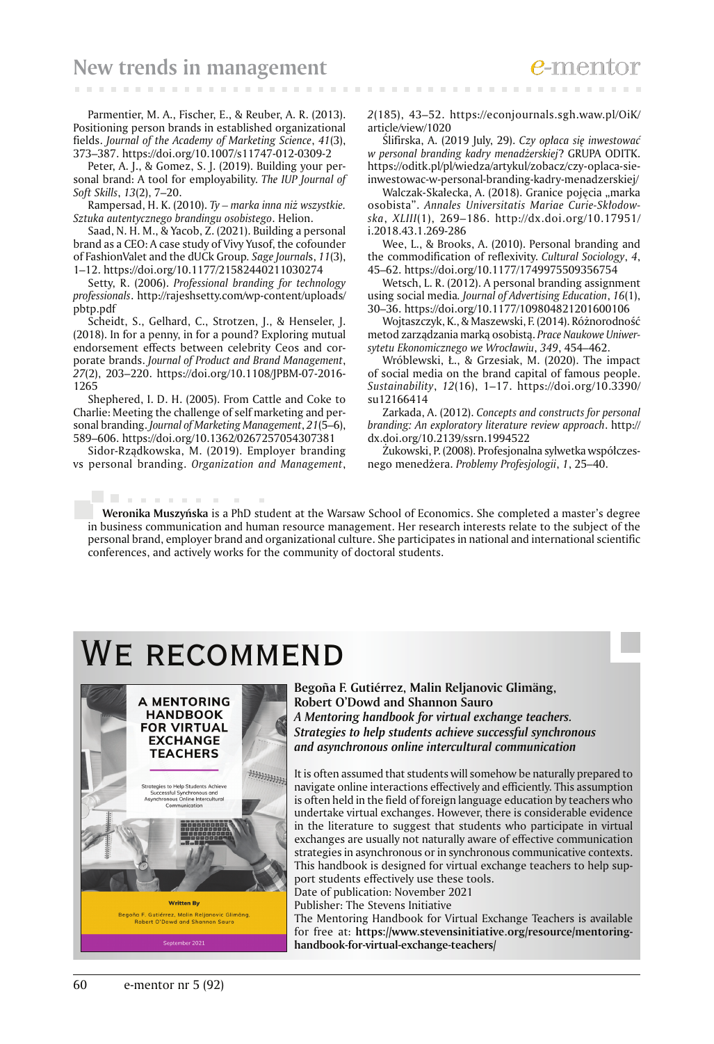Parmentier, M. A., Fischer, E., & Reuber, A. R. (2013). Positioning person brands in established organizational fields. *Journal of the Academy of Marketing Science*, *41*(3), 373–387. https://doi.org/10.1007/s11747-012-0309-2

Peter, A. J., & Gomez, S. J. (2019). Building your personal brand: A tool for employability. *The IUP Journal of Soft Skills*, *13*(2), 7–20.

Rampersad, H. K. (2010). *Ty – marka inna niż wszystkie. Sztuka autentycznego brandingu osobistego*. Helion.

Saad, N. H. M., & Yacob, Z. (2021). Building a personal brand as a CEO: A case study of Vivy Yusof, the cofounder of FashionValet and the dUCk Group. *Sage Journals*, *11*(3), 1–12. https://doi.org/10.1177/21582440211030274

Setty, R. (2006). *Professional branding for technology professionals*. http://rajeshsetty.com/wp-content/uploads/pbtp.pdf

Scheidt, S., Gelhard, C., Strotzen, J., & Henseler, J. (2018). In for a penny, in for a pound? Exploring mutual endorsement effects between celebrity Ceos and corporate brands. *Journal of Product and Brand Management*, *27*(2), 203–220. https://doi.org/10.1108/JPBM-07-2016-1265

Shephered, I. D. H. (2005). From Cattle and Coke to Charlie: Meeting the challenge of self marketing and personal branding. *Journal of Marketing Management*, *21*(5–6), 589–606. https://doi.org/10.1362/0267257054307381

Sidor-Rządkowska, M. (2019). Employer branding vs personal branding. *Organization and Management*, *2*(185), 43–52. https://econjournals.sgh.waw.pl/OiK/article/view/1020

Ślifirska, A. (2019 July, 29). *Czy opłaca się inwestować w personal branding kadry menadżerskiej*? GRUPA ODITK. https://oditk.pl/pl/wiedza/artykul/zobacz/czy-oplaca-sie-inwestowac-w-personal-branding-kadry-menadzerskiej/

Walczak-Skałecka, A. (2018). Granice pojęcia „marka osobista". *Annales Universitatis Mariae Curie-Skłodowska*, *XLIII*(1), 269–186. http://dx.doi.org/10.17951/i.2018.43.1.269-286

Wee, L., & Brooks, A. (2010). Personal branding and the commodification of reflexivity. *Cultural Sociology*, *4*, 45–62. https://doi.org/10.1177/1749975509356754

Wetsch, L. R. (2012). A personal branding assignment using social media. *Journal of Advertising Education*, *16*(1), 30–36. https://doi.org/10.1177/109804821201600106

Wojtaszczyk, K., & Maszewski, F. (2014). Różnorodność metod zarządzania marką osobistą. *Prace Naukowe Uniwersytetu Ekonomicznego we Wrocławiu*, *349*, 454–462.

Wróblewski, Ł., & Grzesiak, M. (2020). The impact of social media on the brand capital of famous people. *Sustainability*, *12*(16), 1–17. https://doi.org/10.3390/su12166414

Zarkada, A. (2012). *Concepts and constructs for personal branding: An exploratory literature review approach*. http://dx.doi.org/10.2139/ssrn.1994522

Żukowski, P. (2008). Profesjonalna sylwetka współczesnego menedżera. *Problemy Profesjologii*, *1*, 25–40.

**Weronika Muszyńska** is a PhD student at the Warsaw School of Economics. She completed a master's degree in business communication and human resource management. Her research interests relate to the subject of the personal brand, employer brand and organizational culture. She participates in national and international scientific conferences, and actively works for the community of doctoral students.

# We recommend

A MENTORING HANDBOOK FOR VIRTUAL EXCHANGE TEACHERS

Strategies to Help Students Achieve Successful Synchronous and Asynchronous Online Intercultural Communication

Written By

Begoña F. Gutiérrez, Malin Reljanovic Glimäng, Robert O'Dowd and Shannon Sauro

September 2021

**Begoña F. Gutiérrez, Malin Reljanovic Glimäng, Robert O'Dowd and Shannon Sauro**
***A Mentoring handbook for virtual exchange teachers. Strategies to help students achieve successful synchronous and asynchronous online intercultural communication***

It is often assumed that students will somehow be naturally prepared to navigate online interactions effectively and efficiently. This assumption is often held in the field of foreign language education by teachers who undertake virtual exchanges. However, there is considerable evidence in the literature to suggest that students who participate in virtual exchanges are usually not naturally aware of effective communication strategies in asynchronous or in synchronous communicative contexts. This handbook is designed for virtual exchange teachers to help support students effectively use these tools.

Date of publication: November 2021

Publisher: The Stevens Initiative

The Mentoring Handbook for Virtual Exchange Teachers is available for free at: **https://www.stevensinitiative.org/resource/mentoring-handbook-for-virtual-exchange-teachers/**